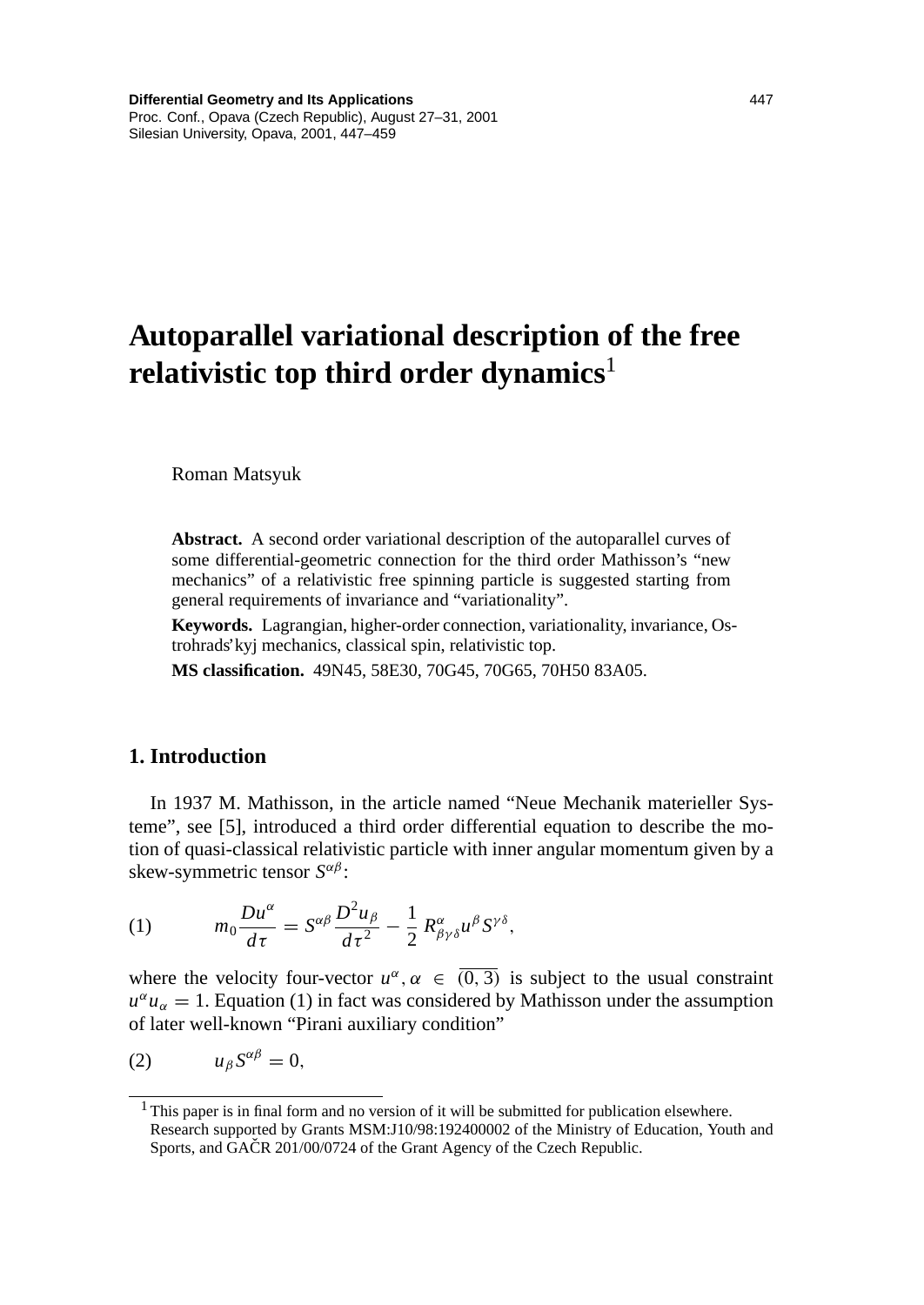# Autoparallel variational description of the free relativistic top third order dynamics[1]

Roman Matsyuk

**Abstract.** A second order variational description of the autoparallel curves of some differential-geometric connection for the third order Mathisson's "new mechanics" of a relativistic free spinning particle is suggested starting from general requirements of invariance and "variationality".

**Keywords.** Lagrangian, higher-order connection, variationality, invariance, Ostrohrads'kyj mechanics, classical spin, relativistic top.

**MS classification.** 49N45, 58E30, 70G45, 70G65, 70H50 83A05.

## 1. Introduction

In 1937 M. Mathisson, in the article named "Neue Mechanik materieller Systeme", see [5], introduced a third order differential equation to describe the motion of quasi-classical relativistic particle with inner angular momentum given by a skew-symmetric tensor $S^{\alpha\beta}$:

$$m_0 \frac{Du^\alpha}{d\tau} = S^{\alpha\beta} \frac{D^2 u_\beta}{d\tau^2} - \frac{1}{2} R^\alpha_{\beta\gamma\delta} u^\beta S^{\gamma\delta}, \tag{1}$$

where the velocity four-vector $u^\alpha, \alpha \in \overline{(0,3)}$ is subject to the usual constraint $u^\alpha u_\alpha = 1$. Equation (1) in fact was considered by Mathisson under the assumption of later well-known "Pirani auxiliary condition"

$$u_\beta S^{\alpha\beta} = 0, \tag{2}$$

[1] This paper is in final form and no version of it will be submitted for publication elsewhere. Research supported by Grants MSM:J10/98:192400002 of the Ministry of Education, Youth and Sports, and GAČR 201/00/0724 of the Grant Agency of the Czech Republic.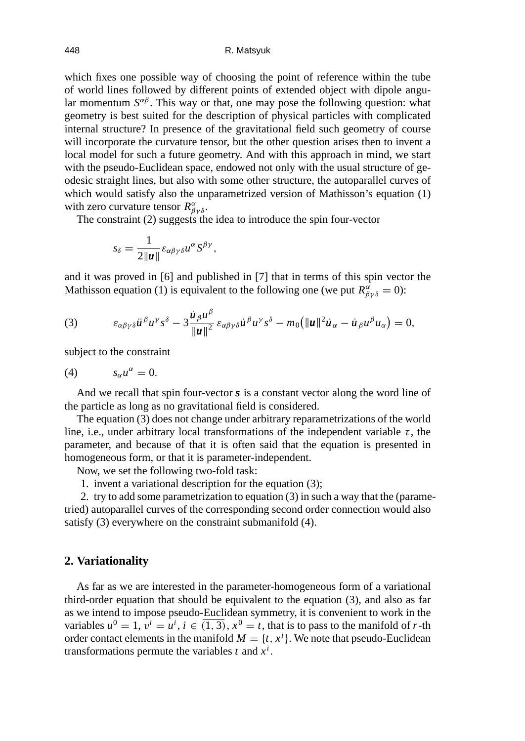which fixes one possible way of choosing the point of reference within the tube of world lines followed by different points of extended object with dipole angular momentum $S^{\alpha\beta}$. This way or that, one may pose the following question: what geometry is best suited for the description of physical particles with complicated internal structure? In presence of the gravitational field such geometry of course will incorporate the curvature tensor, but the other question arises then to invent a local model for such a future geometry. And with this approach in mind, we start with the pseudo-Euclidean space, endowed not only with the usual structure of geodesic straight lines, but also with some other structure, the autoparallel curves of which would satisfy also the unparametrized version of Mathisson's equation (1) with zero curvature tensor $R^{\alpha}_{\beta\gamma\delta}$.

The constraint (2) suggests the idea to introduce the spin four-vector

$$s_\delta = \frac{1}{2\|\boldsymbol{u}\|}\varepsilon_{\alpha\beta\gamma\delta}u^\alpha S^{\beta\gamma},$$

and it was proved in [6] and published in [7] that in terms of this spin vector the Mathisson equation (1) is equivalent to the following one (we put $R^{\alpha}_{\beta\gamma\delta} = 0$):

$$\varepsilon_{\alpha\beta\gamma\delta}\ddot{u}^\beta u^\gamma s^\delta - 3\frac{\dot{u}_\beta u^\beta}{\|\boldsymbol{u}\|^2}\varepsilon_{\alpha\beta\gamma\delta}\dot{u}^\beta u^\gamma s^\delta - m_0\left(\|\boldsymbol{u}\|^2\dot{u}_\alpha - \dot{u}_\beta u^\beta u_\alpha\right) = 0, \tag{3}$$

subject to the constraint

$$s_\alpha u^\alpha = 0. \tag{4}$$

And we recall that spin four-vector $\boldsymbol{s}$ is a constant vector along the word line of the particle as long as no gravitational field is considered.

The equation (3) does not change under arbitrary reparametrizations of the world line, i.e., under arbitrary local transformations of the independent variable $\tau$, the parameter, and because of that it is often said that the equation is presented in homogeneous form, or that it is parameter-independent.

Now, we set the following two-fold task:

1. invent a variational description for the equation (3);
2. try to add some parametrization to equation (3) in such a way that the (parametried) autoparallel curves of the corresponding second order connection would also satisfy (3) everywhere on the constraint submanifold (4).

## 2. Variationality

As far as we are interested in the parameter-homogeneous form of a variational third-order equation that should be equivalent to the equation (3), and also as far as we intend to impose pseudo-Euclidean symmetry, it is convenient to work in the variables $u^0 = 1$, $v^i = u^i$, $i \in \overline{(1,3)}$, $x^0 = t$, that is to pass to the manifold of $r$-th order contact elements in the manifold $M = \{t, x^i\}$. We note that pseudo-Euclidean transformations permute the variables $t$ and $x^i$.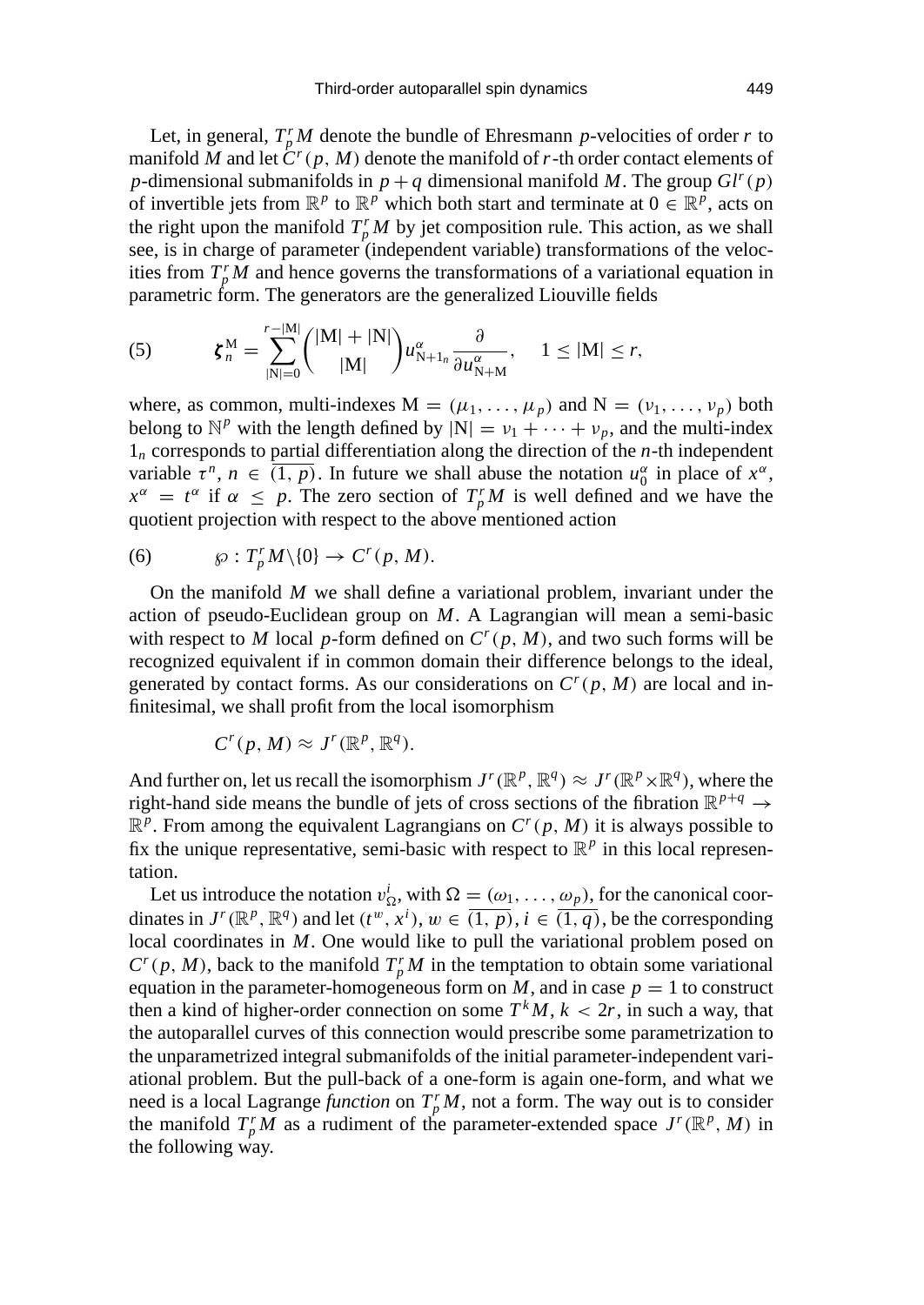Let, in general, $T^r_p M$ denote the bundle of Ehresmann $p$-velocities of order $r$ to manifold $M$ and let $C^r(p, M)$ denote the manifold of $r$-th order contact elements of $p$-dimensional submanifolds in $p+q$ dimensional manifold $M$. The group $Gl^r(p)$ of invertible jets from $\mathbb{R}^p$ to $\mathbb{R}^p$ which both start and terminate at $0 \in \mathbb{R}^p$, acts on the right upon the manifold $T^r_p M$ by jet composition rule. This action, as we shall see, is in charge of parameter (independent variable) transformations of the velocities from $T^r_p M$ and hence governs the transformations of a variational equation in parametric form. The generators are the generalized Liouville fields

$$
(5) \qquad \boldsymbol{\zeta}^{\mathrm{M}}_n = \sum_{|\mathrm{N}|=0}^{r-|\mathrm{M}|} \binom{|\mathrm{M}|+|\mathrm{N}|}{|\mathrm{M}|} u^\alpha_{\mathrm{N}+1_n} \frac{\partial}{\partial u^\alpha_{\mathrm{N}+\mathrm{M}}}, \quad 1 \leq |\mathrm{M}| \leq r,
$$

where, as common, multi-indexes $\mathrm{M} = (\mu_1, \ldots, \mu_p)$ and $\mathrm{N} = (\nu_1, \ldots, \nu_p)$ both belong to $\mathbb{N}^p$ with the length defined by $|\mathrm{N}| = \nu_1 + \cdots + \nu_p$, and the multi-index $1_n$ corresponds to partial differentiation along the direction of the $n$-th independent variable $\tau^n$, $n \in \overline{(1, p)}$. In future we shall abuse the notation $u^\alpha_0$ in place of $x^\alpha$, $x^\alpha = t^\alpha$ if $\alpha \leq p$. The zero section of $T^r_p M$ is well defined and we have the quotient projection with respect to the above mentioned action

$$
(6) \qquad \wp : T^r_p M \backslash \{0\} \to C^r(p, M).
$$

On the manifold $M$ we shall define a variational problem, invariant under the action of pseudo-Euclidean group on $M$. A Lagrangian will mean a semi-basic with respect to $M$ local $p$-form defined on $C^r(p, M)$, and two such forms will be recognized equivalent if in common domain their difference belongs to the ideal, generated by contact forms. As our considerations on $C^r(p, M)$ are local and infinitesimal, we shall profit from the local isomorphism

$$
C^r(p, M) \approx J^r(\mathbb{R}^p, \mathbb{R}^q).
$$

And further on, let us recall the isomorphism $J^r(\mathbb{R}^p, \mathbb{R}^q) \approx J^r(\mathbb{R}^p \times \mathbb{R}^q)$, where the right-hand side means the bundle of jets of cross sections of the fibration $\mathbb{R}^{p+q} \to \mathbb{R}^p$. From among the equivalent Lagrangians on $C^r(p, M)$ it is always possible to fix the unique representative, semi-basic with respect to $\mathbb{R}^p$ in this local representation.

Let us introduce the notation $v^i_\Omega$, with $\Omega = (\omega_1, \ldots, \omega_p)$, for the canonical coordinates in $J^r(\mathbb{R}^p, \mathbb{R}^q)$ and let $(t^w, x^i)$, $w \in \overline{(1, p)}$, $i \in \overline{(1, q)}$, be the corresponding local coordinates in $M$. One would like to pull the variational problem posed on $C^r(p, M)$, back to the manifold $T^r_p M$ in the temptation to obtain some variational equation in the parameter-homogeneous form on $M$, and in case $p = 1$ to construct then a kind of higher-order connection on some $T^k M$, $k < 2r$, in such a way, that the autoparallel curves of this connection would prescribe some parametrization to the unparametrized integral submanifolds of the initial parameter-independent variational problem. But the pull-back of a one-form is again one-form, and what we need is a local Lagrange *function* on $T^r_p M$, not a form. The way out is to consider the manifold $T^r_p M$ as a rudiment of the parameter-extended space $J^r(\mathbb{R}^p, M)$ in the following way.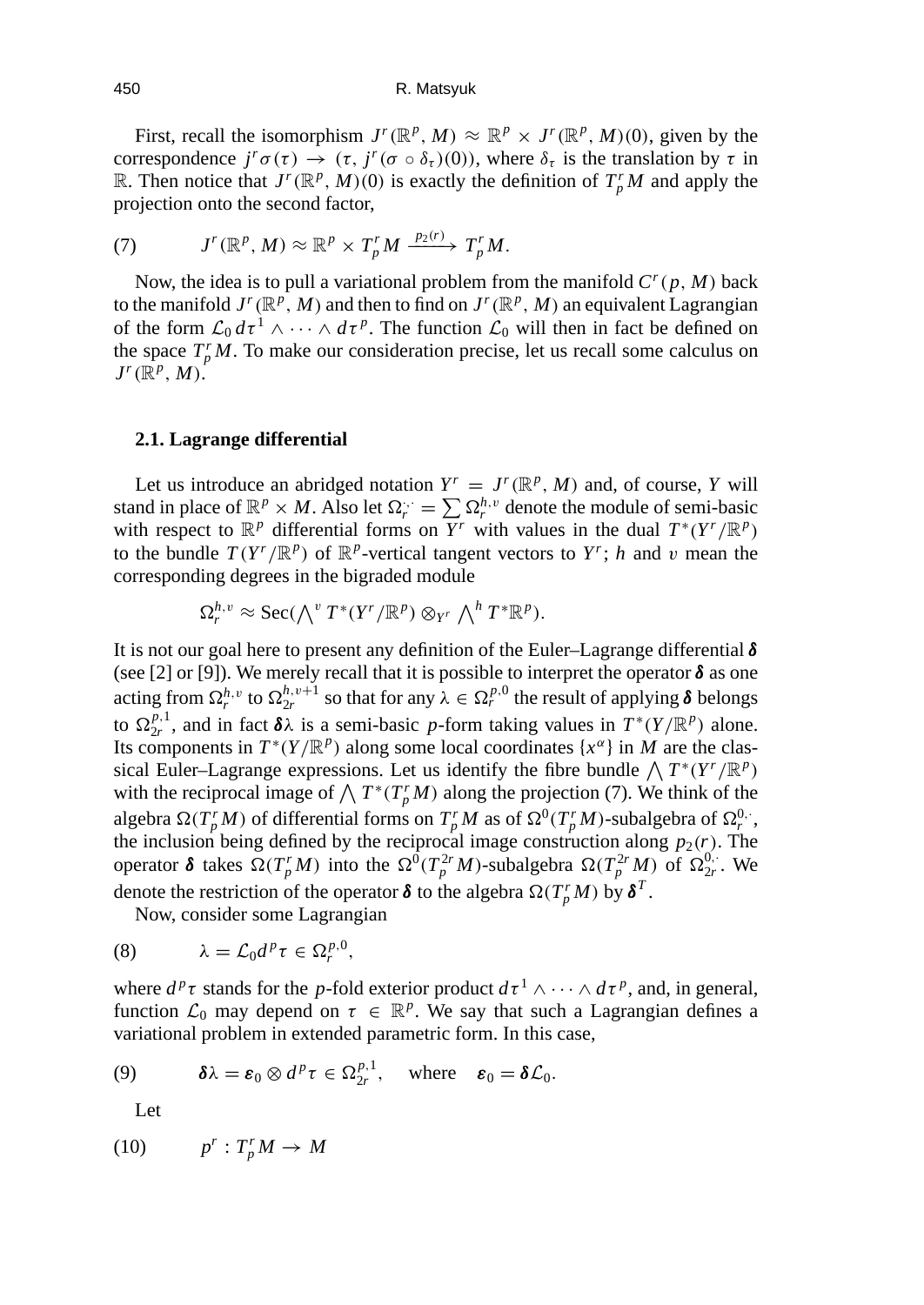First, recall the isomorphism $J^r(\mathbb{R}^p, M) \approx \mathbb{R}^p \times J^r(\mathbb{R}^p, M)(0)$, given by the correspondence $j^r\sigma(\tau) \to (\tau, j^r(\sigma \circ \delta_\tau)(0))$, where $\delta_\tau$ is the translation by $\tau$ in $\mathbb{R}$. Then notice that $J^r(\mathbb{R}^p, M)(0)$ is exactly the definition of $T^r_p M$ and apply the projection onto the second factor,

$$J^r(\mathbb{R}^p, M) \approx \mathbb{R}^p \times T^r_p M \xrightarrow{\ p_2(r)\ } T^r_p M. \tag{7}$$

Now, the idea is to pull a variational problem from the manifold $C^r(p, M)$ back to the manifold $J^r(\mathbb{R}^p, M)$ and then to find on $J^r(\mathbb{R}^p, M)$ an equivalent Lagrangian of the form $\mathcal{L}_0\, d\tau^1 \wedge \cdots \wedge d\tau^p$. The function $\mathcal{L}_0$ will then in fact be defined on the space $T^r_p M$. To make our consideration precise, let us recall some calculus on $J^r(\mathbb{R}^p, M)$.

### 2.1. Lagrange differential

Let us introduce an abridged notation $Y^r = J^r(\mathbb{R}^p, M)$ and, of course, $Y$ will stand in place of $\mathbb{R}^p \times M$. Also let $\Omega^{\cdot,\cdot}_r = \sum \Omega^{h,v}_r$ denote the module of semi-basic with respect to $\mathbb{R}^p$ differential forms on $Y^r$ with values in the dual $T^*(Y^r/\mathbb{R}^p)$ to the bundle $T(Y^r/\mathbb{R}^p)$ of $\mathbb{R}^p$-vertical tangent vectors to $Y^r$; $h$ and $v$ mean the corresponding degrees in the bigraded module

$$\Omega^{h,v}_r \approx \mathrm{Sec}(\textstyle\bigwedge^v T^*(Y^r/\mathbb{R}^p) \otimes_{Y^r} \bigwedge^h T^*\mathbb{R}^p).$$

It is not our goal here to present any definition of the Euler–Lagrange differential $\boldsymbol{\delta}$ (see [2] or [9]). We merely recall that it is possible to interpret the operator $\boldsymbol{\delta}$ as one acting from $\Omega^{h,v}_r$ to $\Omega^{h,v+1}_{2r}$ so that for any $\lambda \in \Omega^{p,0}_r$ the result of applying $\boldsymbol{\delta}$ belongs to $\Omega^{p,1}_{2r}$, and in fact $\boldsymbol{\delta}\lambda$ is a semi-basic $p$-form taking values in $T^*(Y/\mathbb{R}^p)$ alone. Its components in $T^*(Y/\mathbb{R}^p)$ along some local coordinates $\{x^\alpha\}$ in $M$ are the classical Euler–Lagrange expressions. Let us identify the fibre bundle $\bigwedge T^*(Y^r/\mathbb{R}^p)$ with the reciprocal image of $\bigwedge T^*(T^r_p M)$ along the projection (7). We think of the algebra $\Omega(T^r_p M)$ of differential forms on $T^r_p M$ as of $\Omega^0(T^r_p M)$-subalgebra of $\Omega^{0,\cdot}_r$, the inclusion being defined by the reciprocal image construction along $p_2(r)$. The operator $\boldsymbol{\delta}$ takes $\Omega(T^r_p M)$ into the $\Omega^0(T^{2r}_p M)$-subalgebra $\Omega(T^{2r}_p M)$ of $\Omega^{0,\cdot}_{2r}$. We denote the restriction of the operator $\boldsymbol{\delta}$ to the algebra $\Omega(T^r_p M)$ by $\boldsymbol{\delta}^T$.

Now, consider some Lagrangian

$$\lambda = \mathcal{L}_0 d^p\tau \in \Omega^{p,0}_r, \tag{8}$$

where $d^p\tau$ stands for the $p$-fold exterior product $d\tau^1 \wedge \cdots \wedge d\tau^p$, and, in general, function $\mathcal{L}_0$ may depend on $\tau \in \mathbb{R}^p$. We say that such a Lagrangian defines a variational problem in extended parametric form. In this case,

$$\boldsymbol{\delta}\lambda = \boldsymbol{\varepsilon}_0 \otimes d^p\tau \in \Omega^{p,1}_{2r}, \quad \text{where} \quad \boldsymbol{\varepsilon}_0 = \boldsymbol{\delta}\mathcal{L}_0. \tag{9}$$

Let

$$p^r : T^r_p M \to M \tag{10}$$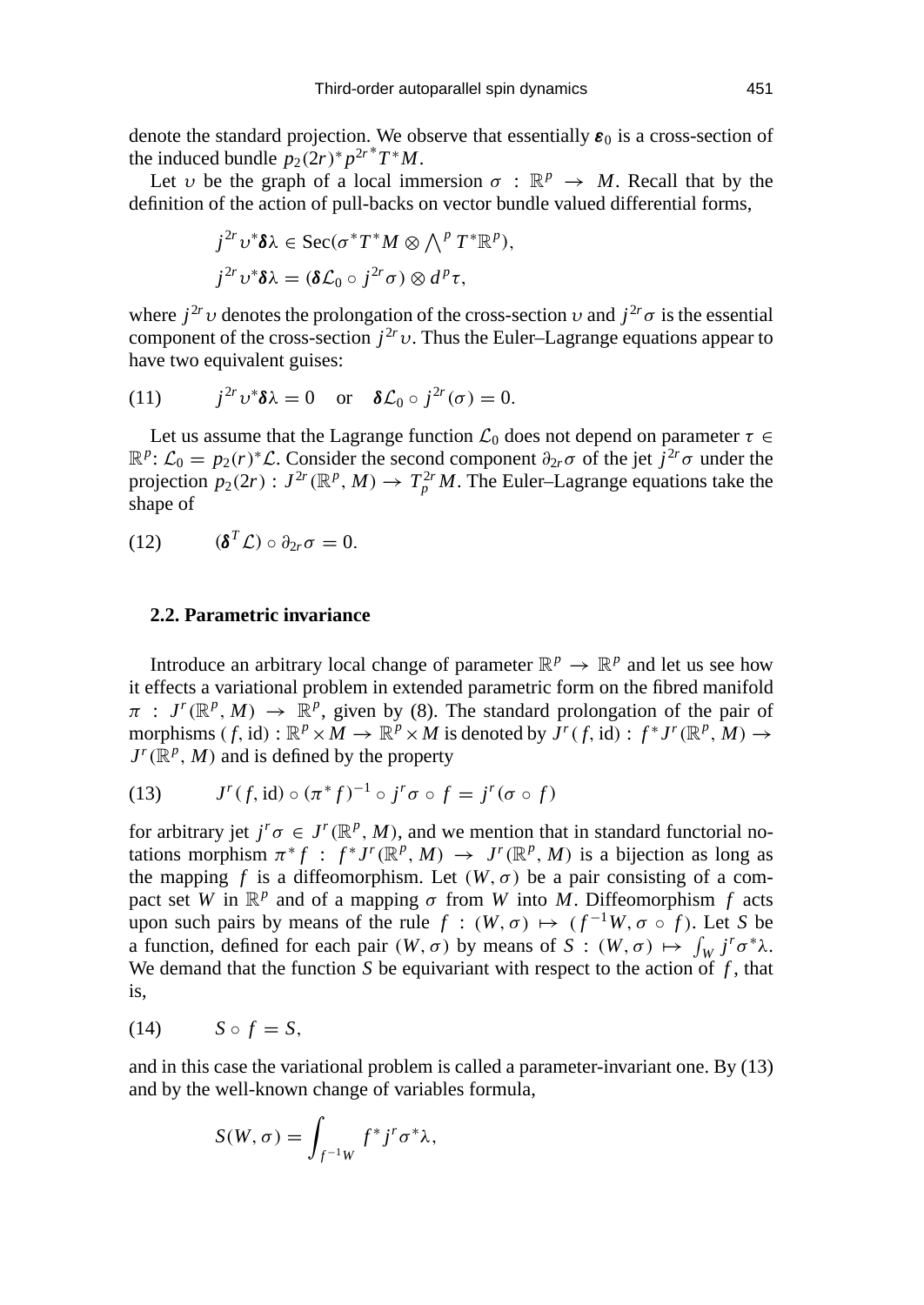denote the standard projection. We observe that essentially $\boldsymbol{\varepsilon}_0$ is a cross-section of the induced bundle $p_2(2r)^* p^{2r*} T^*M$.

Let $\upsilon$ be the graph of a local immersion $\sigma : \mathbb{R}^p \to M$. Recall that by the definition of the action of pull-backs on vector bundle valued differential forms,

$$j^{2r}\upsilon^* \boldsymbol{\delta}\lambda \in \mathrm{Sec}(\sigma^* T^*M \otimes \textstyle\bigwedge^p T^*\mathbb{R}^p),$$

$$j^{2r}\upsilon^* \boldsymbol{\delta}\lambda = (\boldsymbol{\delta}\mathcal{L}_0 \circ j^{2r}\sigma) \otimes d^p\tau,$$

where $j^{2r}\upsilon$ denotes the prolongation of the cross-section $\upsilon$ and $j^{2r}\sigma$ is the essential component of the cross-section $j^{2r}\upsilon$. Thus the Euler–Lagrange equations appear to have two equivalent guises:

$$\text{(11)} \qquad j^{2r}\upsilon^* \boldsymbol{\delta}\lambda = 0 \quad \text{or} \quad \boldsymbol{\delta}\mathcal{L}_0 \circ j^{2r}(\sigma) = 0.$$

Let us assume that the Lagrange function $\mathcal{L}_0$ does not depend on parameter $\tau \in \mathbb{R}^p$: $\mathcal{L}_0 = p_2(r)^*\mathcal{L}$. Consider the second component $\partial_{2r}\sigma$ of the jet $j^{2r}\sigma$ under the projection $p_2(2r) : J^{2r}(\mathbb{R}^p, M) \to T^{2r}_p M$. The Euler–Lagrange equations take the shape of

$$\text{(12)} \qquad (\boldsymbol{\delta}^T \mathcal{L}) \circ \partial_{2r}\sigma = 0.$$

### 2.2. Parametric invariance

Introduce an arbitrary local change of parameter $\mathbb{R}^p \to \mathbb{R}^p$ and let us see how it effects a variational problem in extended parametric form on the fibred manifold $\pi : J^r(\mathbb{R}^p, M) \to \mathbb{R}^p$, given by (8). The standard prolongation of the pair of morphisms $(f, \mathrm{id}) : \mathbb{R}^p \times M \to \mathbb{R}^p \times M$ is denoted by $J^r(f, \mathrm{id}) : f^* J^r(\mathbb{R}^p, M) \to J^r(\mathbb{R}^p, M)$ and is defined by the property

$$\text{(13)} \qquad J^r(f, \mathrm{id}) \circ (\pi^* f)^{-1} \circ j^r\sigma \circ f = j^r(\sigma \circ f)$$

for arbitrary jet $j^r\sigma \in J^r(\mathbb{R}^p, M)$, and we mention that in standard functorial notations morphism $\pi^* f : f^* J^r(\mathbb{R}^p, M) \to J^r(\mathbb{R}^p, M)$ is a bijection as long as the mapping $f$ is a diffeomorphism. Let $(W, \sigma)$ be a pair consisting of a compact set $W$ in $\mathbb{R}^p$ and of a mapping $\sigma$ from $W$ into $M$. Diffeomorphism $f$ acts upon such pairs by means of the rule $f : (W, \sigma) \mapsto (f^{-1}W, \sigma \circ f)$. Let $S$ be a function, defined for each pair $(W, \sigma)$ by means of $S : (W, \sigma) \mapsto \int_W j^r\sigma^*\lambda$. We demand that the function $S$ be equivariant with respect to the action of $f$, that is,

$$\text{(14)} \qquad S \circ f = S,$$

and in this case the variational problem is called a parameter-invariant one. By (13) and by the well-known change of variables formula,

$$S(W, \sigma) = \int_{f^{-1}W} f^* j^r\sigma^*\lambda,$$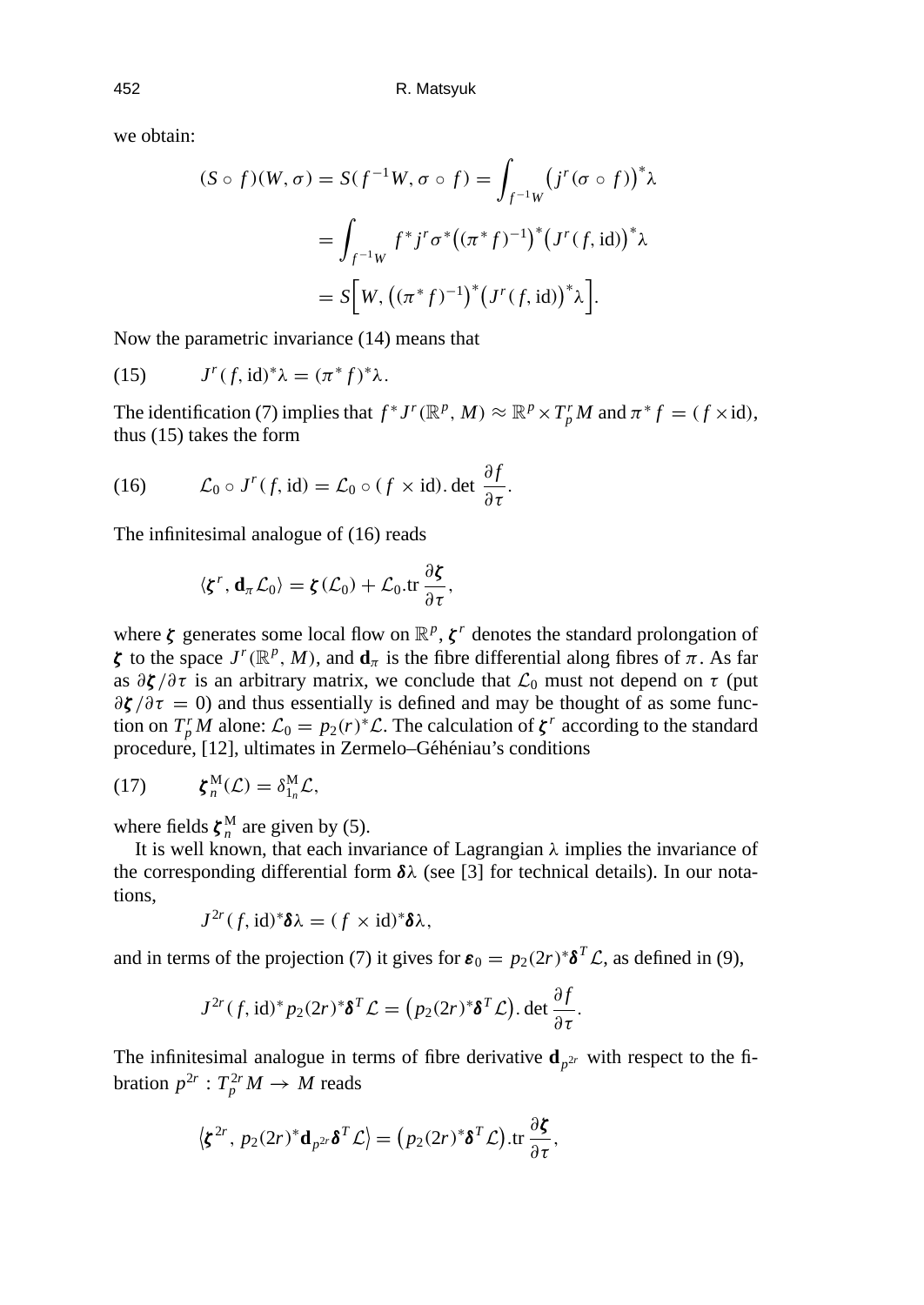we obtain:

$$
\begin{aligned}
(S \circ f)(W, \sigma) = S(f^{-1}W, \sigma \circ f) &= \int_{f^{-1}W} \big(j^r(\sigma \circ f)\big)^* \lambda \\
&= \int_{f^{-1}W} f^* j^r \sigma^* \big((\pi^* f)^{-1}\big)^* \big(J^r(f, \mathrm{id})\big)^* \lambda \\
&= S\Big[W, \big((\pi^* f)^{-1}\big)^* \big(J^r(f, \mathrm{id})\big)^* \lambda\Big].
\end{aligned}
$$

Now the parametric invariance (14) means that

$$
J^r(f, \mathrm{id})^* \lambda = (\pi^* f)^* \lambda. \tag{15}
$$

The identification (7) implies that $f^* J^r(\mathbb{R}^p, M) \approx \mathbb{R}^p \times T^r_p M$ and $\pi^* f = (f \times \mathrm{id})$, thus (15) takes the form

$$
\mathcal{L}_0 \circ J^r(f, \mathrm{id}) = \mathcal{L}_0 \circ (f \times \mathrm{id}).\, \det \frac{\partial f}{\partial \tau}. \tag{16}
$$

The infinitesimal analogue of (16) reads

$$
\langle \boldsymbol{\zeta}^r, \mathbf{d}_\pi \mathcal{L}_0 \rangle = \boldsymbol{\zeta}(\mathcal{L}_0) + \mathcal{L}_0 . \mathrm{tr}\, \frac{\partial \boldsymbol{\zeta}}{\partial \tau},
$$

where $\boldsymbol{\zeta}$ generates some local flow on $\mathbb{R}^p$, $\boldsymbol{\zeta}^r$ denotes the standard prolongation of $\boldsymbol{\zeta}$ to the space $J^r(\mathbb{R}^p, M)$, and $\mathbf{d}_\pi$ is the fibre differential along fibres of $\pi$. As far as $\partial \boldsymbol{\zeta} / \partial \tau$ is an arbitrary matrix, we conclude that $\mathcal{L}_0$ must not depend on $\tau$ (put $\partial \boldsymbol{\zeta} / \partial \tau = 0$) and thus essentially is defined and may be thought of as some function on $T^r_p M$ alone: $\mathcal{L}_0 = p_2(r)^* \mathcal{L}$. The calculation of $\boldsymbol{\zeta}^r$ according to the standard procedure, [12], ultimates in Zermelo–Géhéniau's conditions

$$
\boldsymbol{\zeta}^{\mathrm{M}}_n(\mathcal{L}) = \delta^{\mathrm{M}}_{1_n} \mathcal{L}, \tag{17}
$$

where fields $\boldsymbol{\zeta}^{\mathrm{M}}_n$ are given by (5).

It is well known, that each invariance of Lagrangian $\lambda$ implies the invariance of the corresponding differential form $\boldsymbol{\delta}\lambda$ (see [3] for technical details). In our notations,

$$
J^{2r}(f, \mathrm{id})^* \boldsymbol{\delta} \lambda = (f \times \mathrm{id})^* \boldsymbol{\delta} \lambda,
$$

and in terms of the projection (7) it gives for $\boldsymbol{\varepsilon}_0 = p_2(2r)^* \boldsymbol{\delta}^T \mathcal{L}$, as defined in (9),

$$
J^{2r}(f, \mathrm{id})^* p_2(2r)^* \boldsymbol{\delta}^T \mathcal{L} = \big(p_2(2r)^* \boldsymbol{\delta}^T \mathcal{L}\big).\, \det \frac{\partial f}{\partial \tau}.
$$

The infinitesimal analogue in terms of fibre derivative $\mathbf{d}_{p^{2r}}$ with respect to the fibration $p^{2r} : T^{2r}_p M \to M$ reads

$$
\big\langle \boldsymbol{\zeta}^{2r}, p_2(2r)^* \mathbf{d}_{p^{2r}} \boldsymbol{\delta}^T \mathcal{L} \big\rangle = \big(p_2(2r)^* \boldsymbol{\delta}^T \mathcal{L}\big). \mathrm{tr}\, \frac{\partial \boldsymbol{\zeta}}{\partial \tau},
$$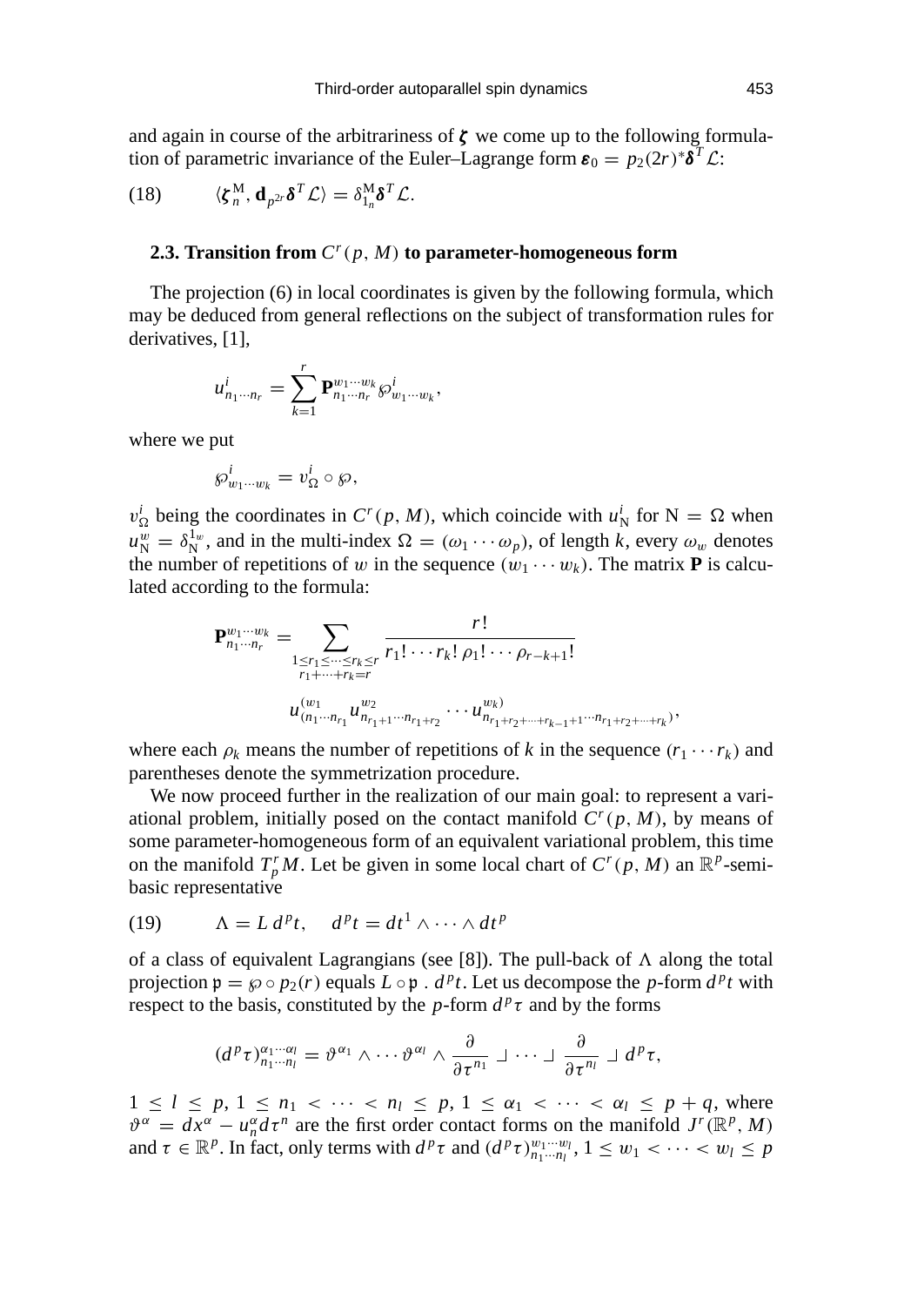and again in course of the arbitrariness of $\boldsymbol{\zeta}$ we come up to the following formulation of parametric invariance of the Euler–Lagrange form $\boldsymbol{\varepsilon}_0 = p_2(2r)^* \boldsymbol{\delta}^T \mathcal{L}$:

$$\langle \boldsymbol{\zeta}_n^{\mathrm{M}}, \mathbf{d}_{p^{2r}} \boldsymbol{\delta}^T \mathcal{L} \rangle = \delta_{1_n}^{\mathrm{M}} \boldsymbol{\delta}^T \mathcal{L}. \tag{18}$$

### 2.3. Transition from $C^r(p, M)$ to parameter-homogeneous form

The projection (6) in local coordinates is given by the following formula, which may be deduced from general reflections on the subject of transformation rules for derivatives, [1],

$$u^i_{n_1 \cdots n_r} = \sum_{k=1}^{r} \mathbf{P}^{w_1 \cdots w_k}_{n_1 \cdots n_r} \wp^i_{w_1 \cdots w_k},$$

where we put

$$\wp^i_{w_1 \cdots w_k} = v^i_\Omega \circ \wp,$$

$v^i_\Omega$ being the coordinates in $C^r(p, M)$, which coincide with $u^i_{\mathrm{N}}$ for $\mathrm{N} = \Omega$ when $u^w_{\mathrm{N}} = \delta^{1_w}_{\mathrm{N}}$, and in the multi-index $\Omega = (\omega_1 \cdots \omega_p)$, of length $k$, every $\omega_w$ denotes the number of repetitions of $w$ in the sequence $(w_1 \cdots w_k)$. The matrix $\mathbf{P}$ is calculated according to the formula:

$$\mathbf{P}^{w_1 \cdots w_k}_{n_1 \cdots n_r} = \sum_{\substack{1 \le r_1 \le \cdots \le r_k \le r \\ r_1 + \cdots + r_k = r}} \frac{r!}{r_1! \cdots r_k! \, \rho_1! \cdots \rho_{r-k+1}!}$$

$$u^{(w_1}_{(n_1 \cdots n_{r_1}} u^{w_2}_{n_{r_1+1} \cdots n_{r_1+r_2}} \cdots u^{w_k)}_{n_{r_1+r_2+\cdots+r_{k-1}+1} \cdots n_{r_1+r_2+\cdots+r_k})},$$

where each $\rho_k$ means the number of repetitions of $k$ in the sequence $(r_1 \cdots r_k)$ and parentheses denote the symmetrization procedure.

We now proceed further in the realization of our main goal: to represent a variational problem, initially posed on the contact manifold $C^r(p, M)$, by means of some parameter-homogeneous form of an equivalent variational problem, this time on the manifold $T^r_p M$. Let be given in some local chart of $C^r(p, M)$ an $\mathbb{R}^p$-semi-basic representative

$$\Lambda = L \, d^p t, \quad d^p t = dt^1 \wedge \cdots \wedge dt^p \tag{19}$$

of a class of equivalent Lagrangians (see [8]). The pull-back of $\Lambda$ along the total projection $\mathfrak{p} = \wp \circ p_2(r)$ equals $L \circ \mathfrak{p} \, . \, d^p t$. Let us decompose the $p$-form $d^p t$ with respect to the basis, constituted by the $p$-form $d^p \tau$ and by the forms

$$(d^p \tau)^{\alpha_1 \cdots \alpha_l}_{n_1 \cdots n_l} = \vartheta^{\alpha_1} \wedge \cdots \vartheta^{\alpha_l} \wedge \frac{\partial}{\partial \tau^{n_1}} \lrcorner \cdots \lrcorner \frac{\partial}{\partial \tau^{n_l}} \lrcorner \, d^p \tau,$$

$1 \le l \le p$, $1 \le n_1 < \cdots < n_l \le p$, $1 \le \alpha_1 < \cdots < \alpha_l \le p + q$, where $\vartheta^\alpha = dx^\alpha - u^\alpha_n d\tau^n$ are the first order contact forms on the manifold $J^r(\mathbb{R}^p, M)$ and $\tau \in \mathbb{R}^p$. In fact, only terms with $d^p \tau$ and $(d^p \tau)^{w_1 \cdots w_l}_{n_1 \cdots n_l}$, $1 \le w_1 < \cdots < w_l \le p$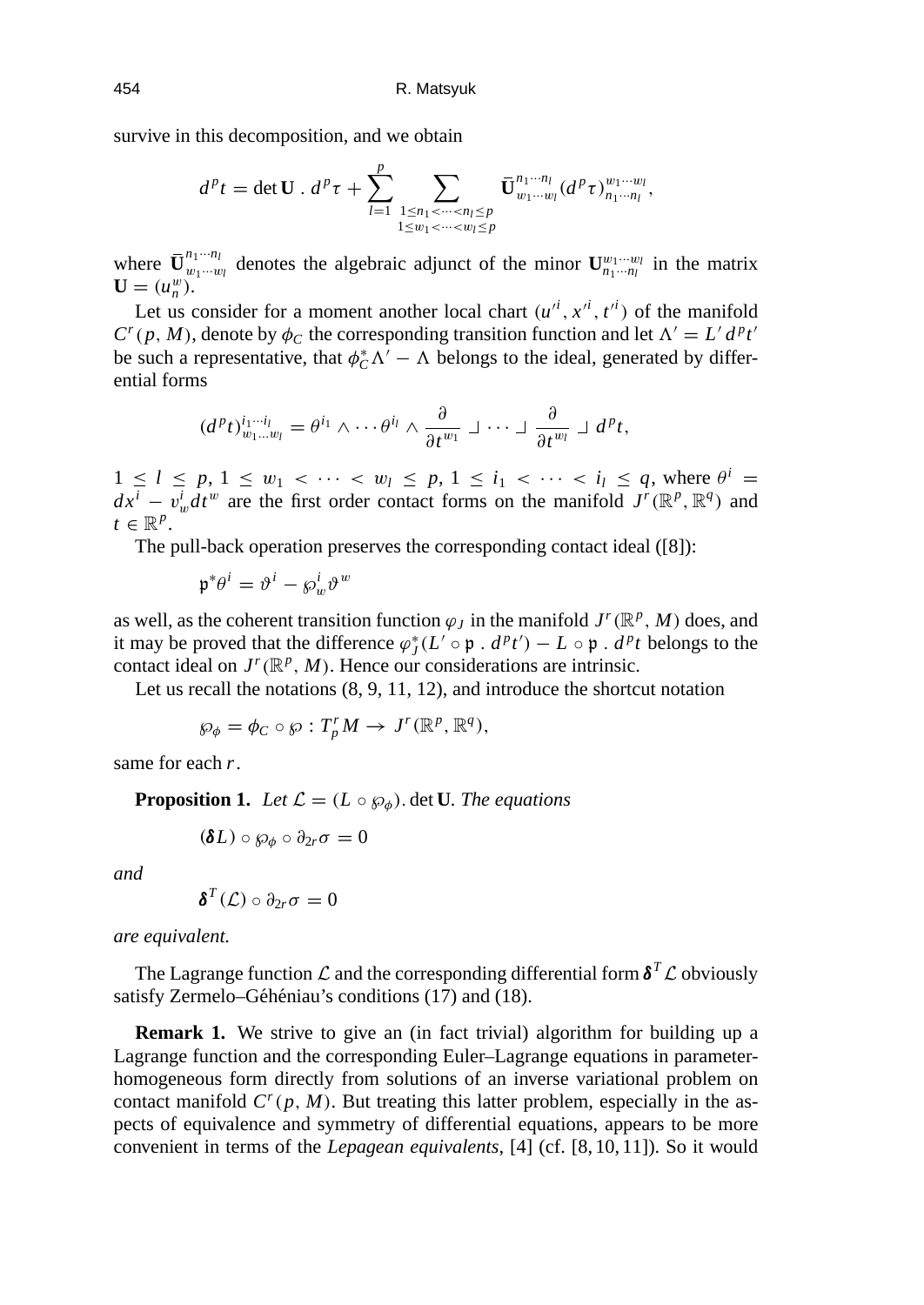survive in this decomposition, and we obtain

$$d^p t = \det \mathbf{U} \,.\, d^p\tau + \sum_{l=1}^{p} \sum_{\substack{1\le n_1<\cdots<n_l\le p \\ 1\le w_1<\cdots<w_l\le p}} \bar{\mathbf{U}}^{n_1\cdots n_l}_{w_1\cdots w_l} (d^p\tau)^{w_1\cdots w_l}_{n_1\cdots n_l},$$

where $\bar{\mathbf{U}}^{n_1\cdots n_l}_{w_1\cdots w_l}$ denotes the algebraic adjunct of the minor $\mathbf{U}^{w_1\cdots w_l}_{n_1\cdots n_l}$ in the matrix $\mathbf{U} = (u^w_n)$.

Let us consider for a moment another local chart $(u'^i, x'^i, t'^i)$ of the manifold $C^r(p, M)$, denote by $\phi_C$ the corresponding transition function and let $\Lambda' = L' \, d^p t'$ be such a representative, that $\phi_C^* \Lambda' - \Lambda$ belongs to the ideal, generated by differential forms

$$(d^p t)^{i_1\cdots i_l}_{w_1\ldots w_l} = \theta^{i_1} \wedge \cdots \theta^{i_l} \wedge \frac{\partial}{\partial t^{w_1}} \lrcorner \cdots \lrcorner \frac{\partial}{\partial t^{w_l}} \lrcorner \, d^p t,$$

$1 \le l \le p$, $1 \le w_1 < \cdots < w_l \le p$, $1 \le i_1 < \cdots < i_l \le q$, where $\theta^i = dx^i - v^i_w dt^w$ are the first order contact forms on the manifold $J^r(\mathbb{R}^p, \mathbb{R}^q)$ and $t \in \mathbb{R}^p$.

The pull-back operation preserves the corresponding contact ideal ([8]):

$$\mathfrak{p}^*\theta^i = \vartheta^i - \wp^i_w \vartheta^w$$

as well, as the coherent transition function $\varphi_J$ in the manifold $J^r(\mathbb{R}^p, M)$ does, and it may be proved that the difference $\varphi_J^*(L' \circ \mathfrak{p} \,.\, d^p t') - L \circ \mathfrak{p} \,.\, d^p t$ belongs to the contact ideal on $J^r(\mathbb{R}^p, M)$. Hence our considerations are intrinsic.

Let us recall the notations (8, 9, 11, 12), and introduce the shortcut notation

$$\wp_\phi = \phi_C \circ \wp : T^r_p M \to J^r(\mathbb{R}^p, \mathbb{R}^q),$$

same for each $r$.

**Proposition 1.** *Let* $\mathcal{L} = (L \circ \wp_\phi) . \det \mathbf{U}$. *The equations*

$$(\boldsymbol{\delta} L) \circ \wp_\phi \circ \partial_{2r}\sigma = 0$$

*and*

$$\boldsymbol{\delta}^T(\mathcal{L}) \circ \partial_{2r}\sigma = 0$$

*are equivalent.*

The Lagrange function $\mathcal{L}$ and the corresponding differential form $\boldsymbol{\delta}^T\mathcal{L}$ obviously satisfy Zermelo–Géhéniau's conditions (17) and (18).

**Remark 1.** We strive to give an (in fact trivial) algorithm for building up a Lagrange function and the corresponding Euler–Lagrange equations in parameter-homogeneous form directly from solutions of an inverse variational problem on contact manifold $C^r(p, M)$. But treating this latter problem, especially in the aspects of equivalence and symmetry of differential equations, appears to be more convenient in terms of the *Lepagean equivalents*, [4] (cf. [8, 10, 11]). So it would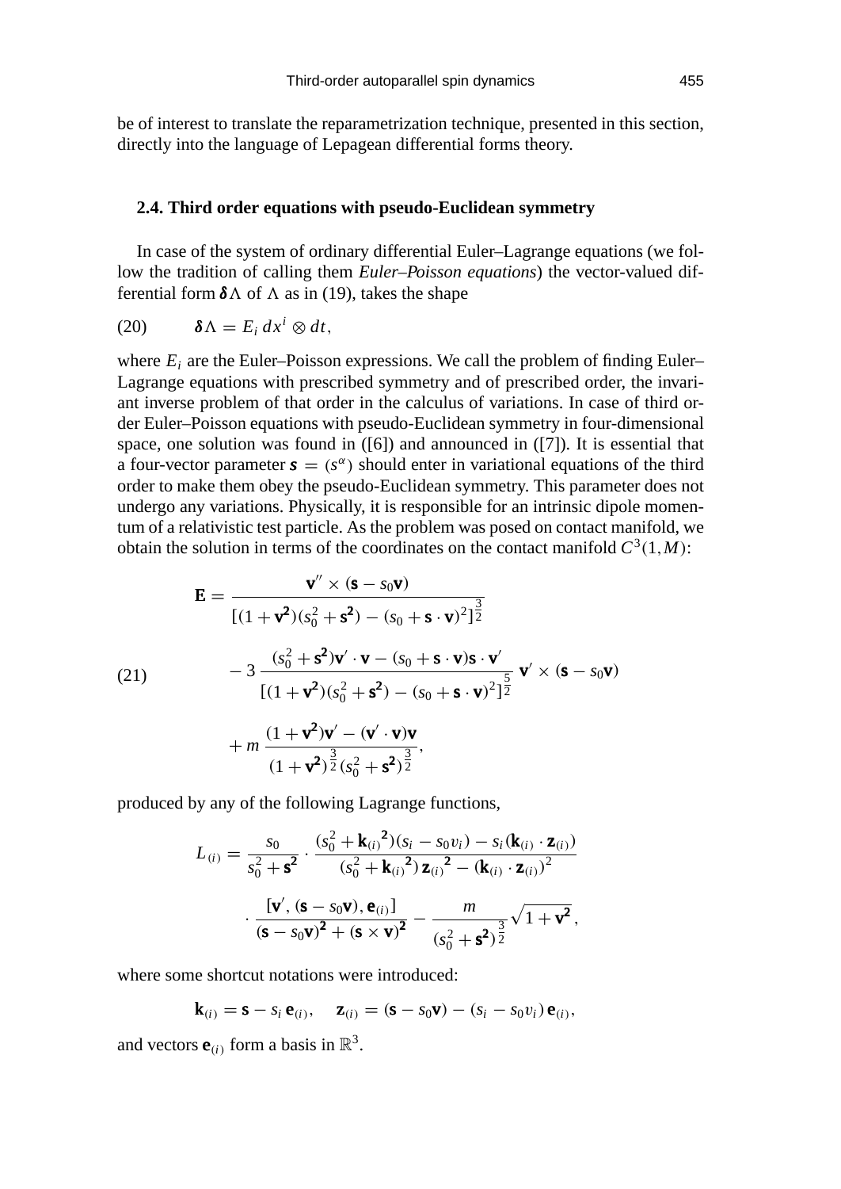be of interest to translate the reparametrization technique, presented in this section, directly into the language of Lepagean differential forms theory.

### 2.4. Third order equations with pseudo-Euclidean symmetry

In case of the system of ordinary differential Euler–Lagrange equations (we follow the tradition of calling them *Euler–Poisson equations*) the vector-valued differential form $\boldsymbol{\delta}\Lambda$ of $\Lambda$ as in (19), takes the shape

$$\boldsymbol{\delta}\Lambda = E_i \, dx^i \otimes dt, \tag{20}$$

where $E_i$ are the Euler–Poisson expressions. We call the problem of finding Euler–Lagrange equations with prescribed symmetry and of prescribed order, the invariant inverse problem of that order in the calculus of variations. In case of third order Euler–Poisson equations with pseudo-Euclidean symmetry in four-dimensional space, one solution was found in ([6]) and announced in ([7]). It is essential that a four-vector parameter $\boldsymbol{s} = (s^\alpha)$ should enter in variational equations of the third order to make them obey the pseudo-Euclidean symmetry. This parameter does not undergo any variations. Physically, it is responsible for an intrinsic dipole momentum of a relativistic test particle. As the problem was posed on contact manifold, we obtain the solution in terms of the coordinates on the contact manifold $C^3(1, M)$:

$$\begin{aligned}
\mathbf{E} = {} & \frac{\mathbf{v}'' \times (\mathbf{s} - s_0\mathbf{v})}{[(1+\mathbf{v}^2)(s_0^2+\mathbf{s}^2) - (s_0 + \mathbf{s}\cdot\mathbf{v})^2]^{\frac{3}{2}}} \\
& - 3\,\frac{(s_0^2+\mathbf{s}^2)\mathbf{v}'\cdot\mathbf{v} - (s_0 + \mathbf{s}\cdot\mathbf{v})\mathbf{s}\cdot\mathbf{v}'}{[(1+\mathbf{v}^2)(s_0^2+\mathbf{s}^2) - (s_0 + \mathbf{s}\cdot\mathbf{v})^2]^{\frac{5}{2}}}\;\mathbf{v}' \times (\mathbf{s} - s_0\mathbf{v}) \\
& + m\,\frac{(1+\mathbf{v}^2)\mathbf{v}' - (\mathbf{v}'\cdot\mathbf{v})\mathbf{v}}{(1+\mathbf{v}^2)^{\frac{3}{2}}(s_0^2+\mathbf{s}^2)^{\frac{3}{2}}},
\end{aligned} \tag{21}$$

produced by any of the following Lagrange functions,

$$\begin{aligned}
L_{(i)} = {} & \frac{s_0}{s_0^2+\mathbf{s}^2}\cdot\frac{(s_0^2+\mathbf{k}_{(i)}{}^2)(s_i - s_0 v_i) - s_i(\mathbf{k}_{(i)}\cdot\mathbf{z}_{(i)})}{(s_0^2+\mathbf{k}_{(i)}{}^2)\,\mathbf{z}_{(i)}{}^2 - (\mathbf{k}_{(i)}\cdot\mathbf{z}_{(i)})^2} \\
& \cdot\frac{[\mathbf{v}', (\mathbf{s}-s_0\mathbf{v}), \mathbf{e}_{(i)}]}{(\mathbf{s}-s_0\mathbf{v})^2 + (\mathbf{s}\times\mathbf{v})^2} - \frac{m}{(s_0^2+\mathbf{s}^2)^{\frac{3}{2}}}\sqrt{1+\mathbf{v}^2}\,,
\end{aligned}$$

where some shortcut notations were introduced:

$$\mathbf{k}_{(i)} = \mathbf{s} - s_i\,\mathbf{e}_{(i)}, \quad \mathbf{z}_{(i)} = (\mathbf{s} - s_0\mathbf{v}) - (s_i - s_0 v_i)\,\mathbf{e}_{(i)},$$

and vectors $\mathbf{e}_{(i)}$ form a basis in $\mathbb{R}^3$.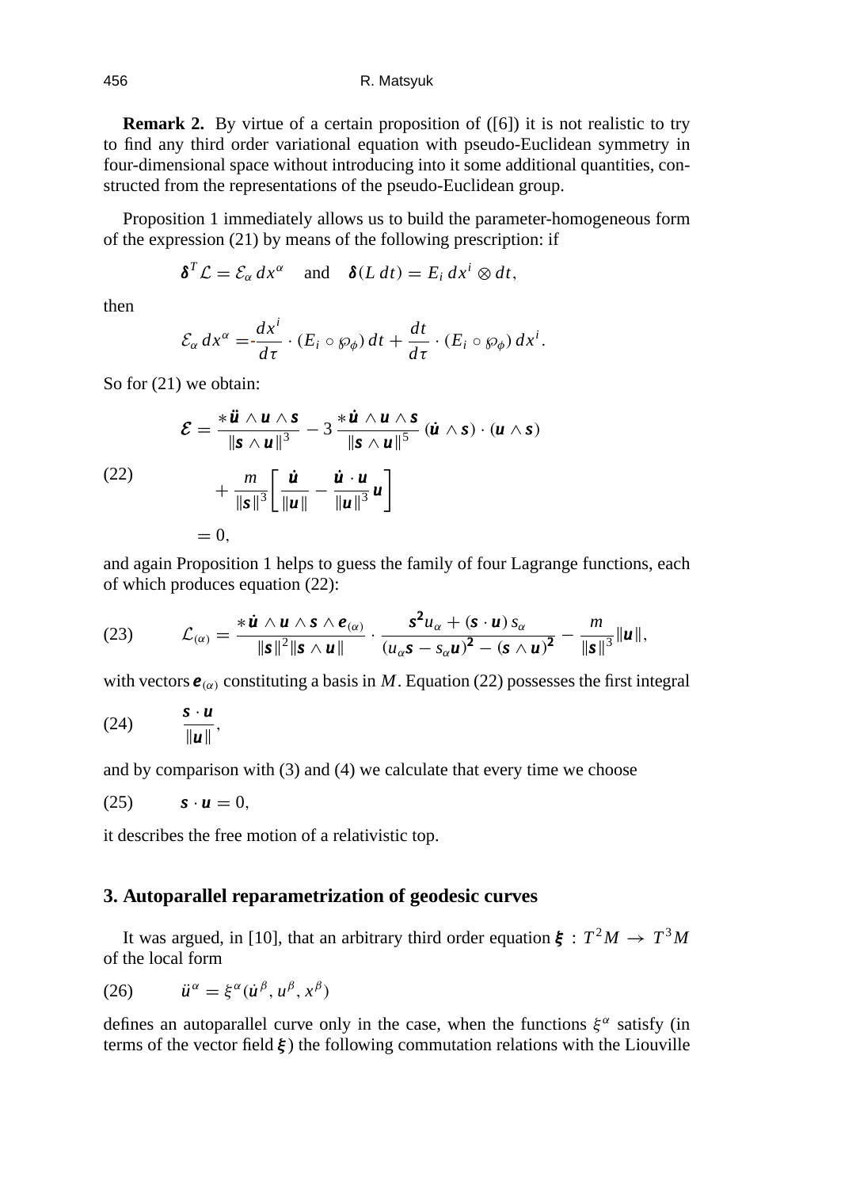**Remark 2.** By virtue of a certain proposition of ([6]) it is not realistic to try to find any third order variational equation with pseudo-Euclidean symmetry in four-dimensional space without introducing into it some additional quantities, constructed from the representations of the pseudo-Euclidean group.

Proposition 1 immediately allows us to build the parameter-homogeneous form of the expression (21) by means of the following prescription: if

$$\boldsymbol{\delta}^T \mathcal{L} = \mathcal{E}_\alpha \, dx^\alpha \quad \text{and} \quad \boldsymbol{\delta}(L\, dt) = E_i \, dx^i \otimes dt,$$

then

$$\mathcal{E}_\alpha \, dx^\alpha = -\frac{dx^i}{d\tau} \cdot (E_i \circ \wp_\phi)\, dt + \frac{dt}{d\tau} \cdot (E_i \circ \wp_\phi)\, dx^i.$$

So for (21) we obtain:

$$\begin{aligned}
\boldsymbol{\mathcal{E}} &= \frac{*\ddot{\boldsymbol{u}} \wedge \boldsymbol{u} \wedge \boldsymbol{s}}{\|\boldsymbol{s} \wedge \boldsymbol{u}\|^3} - 3\,\frac{*\dot{\boldsymbol{u}} \wedge \boldsymbol{u} \wedge \boldsymbol{s}}{\|\boldsymbol{s} \wedge \boldsymbol{u}\|^5}\,(\dot{\boldsymbol{u}} \wedge \boldsymbol{s}) \cdot (\boldsymbol{u} \wedge \boldsymbol{s}) \\
&\quad + \frac{m}{\|\boldsymbol{s}\|^3}\left[\frac{\dot{\boldsymbol{u}}}{\|\boldsymbol{u}\|} - \frac{\dot{\boldsymbol{u}} \cdot \boldsymbol{u}}{\|\boldsymbol{u}\|^3}\,\boldsymbol{u}\right] \\
&= 0,
\end{aligned} \tag{22}$$

and again Proposition 1 helps to guess the family of four Lagrange functions, each of which produces equation (22):

$$\mathcal{L}_{(\alpha)} = \frac{*\dot{\boldsymbol{u}} \wedge \boldsymbol{u} \wedge \boldsymbol{s} \wedge \boldsymbol{e}_{(\alpha)}}{\|\boldsymbol{s}\|^2 \|\boldsymbol{s} \wedge \boldsymbol{u}\|} \cdot \frac{\boldsymbol{s}^2 u_\alpha + (\boldsymbol{s} \cdot \boldsymbol{u})\, s_\alpha}{(u_\alpha \boldsymbol{s} - s_\alpha \boldsymbol{u})^2 - (\boldsymbol{s} \wedge \boldsymbol{u})^2} - \frac{m}{\|\boldsymbol{s}\|^3}\|\boldsymbol{u}\|, \tag{23}$$

with vectors $\boldsymbol{e}_{(\alpha)}$ constituting a basis in $M$. Equation (22) possesses the first integral

$$\frac{\boldsymbol{s} \cdot \boldsymbol{u}}{\|\boldsymbol{u}\|}, \tag{24}$$

and by comparison with (3) and (4) we calculate that every time we choose

$$\boldsymbol{s} \cdot \boldsymbol{u} = 0, \tag{25}$$

it describes the free motion of a relativistic top.

## 3. Autoparallel reparametrization of geodesic curves

It was argued, in [10], that an arbitrary third order equation $\boldsymbol{\xi} : T^2M \to T^3M$ of the local form

$$\ddot{u}^\alpha = \xi^\alpha(\dot{u}^\beta, u^\beta, x^\beta) \tag{26}$$

defines an autoparallel curve only in the case, when the functions $\xi^\alpha$ satisfy (in terms of the vector field $\boldsymbol{\xi}$) the following commutation relations with the Liouville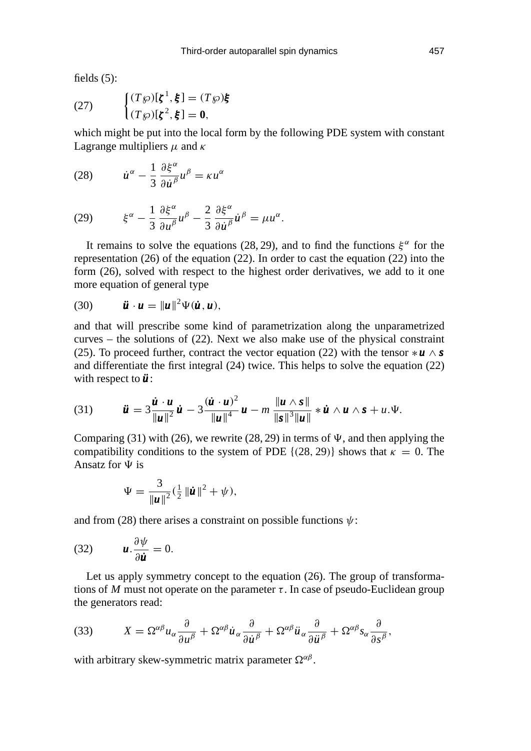fields (5):

$$
(27) \qquad \begin{cases} (T\wp)[\boldsymbol{\zeta}^1, \boldsymbol{\xi}] = (T\wp)\boldsymbol{\xi} \\ (T\wp)[\boldsymbol{\zeta}^2, \boldsymbol{\xi}] = \mathbf{0}, \end{cases}
$$

which might be put into the local form by the following PDE system with constant Lagrange multipliers $\mu$ and $\kappa$

$$
(28) \qquad \dot{u}^\alpha - \frac{1}{3}\frac{\partial \xi^\alpha}{\partial \dot{u}^\beta} u^\beta = \kappa u^\alpha
$$

$$
(29) \qquad \xi^\alpha - \frac{1}{3}\frac{\partial \xi^\alpha}{\partial u^\beta} u^\beta - \frac{2}{3}\frac{\partial \xi^\alpha}{\partial \dot{u}^\beta} \dot{u}^\beta = \mu u^\alpha.
$$

It remains to solve the equations (28, 29), and to find the functions $\xi^\alpha$ for the representation (26) of the equation (22). In order to cast the equation (22) into the form (26), solved with respect to the highest order derivatives, we add to it one more equation of general type

$$
(30) \qquad \ddot{\boldsymbol{u}} \cdot \boldsymbol{u} = \|\boldsymbol{u}\|^2 \Psi(\dot{\boldsymbol{u}}, \boldsymbol{u}),
$$

and that will prescribe some kind of parametrization along the unparametrized curves – the solutions of (22). Next we also make use of the physical constraint (25). To proceed further, contract the vector equation (22) with the tensor $*\boldsymbol{u} \wedge \boldsymbol{s}$ and differentiate the first integral (24) twice. This helps to solve the equation (22) with respect to $\ddot{\boldsymbol{u}}$:

$$
(31) \qquad \ddot{\boldsymbol{u}} = 3\frac{\dot{\boldsymbol{u}} \cdot \boldsymbol{u}}{\|\boldsymbol{u}\|^2}\dot{\boldsymbol{u}} - 3\frac{(\dot{\boldsymbol{u}} \cdot \boldsymbol{u})^2}{\|\boldsymbol{u}\|^4}\boldsymbol{u} - m\frac{\|\boldsymbol{u} \wedge \boldsymbol{s}\|}{\|\boldsymbol{s}\|^3\|\boldsymbol{u}\|} * \dot{\boldsymbol{u}} \wedge \boldsymbol{u} \wedge \boldsymbol{s} + u.\Psi.
$$

Comparing (31) with (26), we rewrite (28, 29) in terms of $\Psi$, and then applying the compatibility conditions to the system of PDE $\{(28, 29)\}$ shows that $\kappa = 0$. The Ansatz for $\Psi$ is

$$
\Psi = \frac{3}{\|\boldsymbol{u}\|^2}\left(\tfrac{1}{2}\,\|\dot{\boldsymbol{u}}\|^2 + \psi\right),
$$

and from (28) there arises a constraint on possible functions $\psi$:

$$
(32) \qquad \boldsymbol{u}.\frac{\partial \psi}{\partial \dot{\boldsymbol{u}}} = 0.
$$

Let us apply symmetry concept to the equation (26). The group of transformations of $M$ must not operate on the parameter $\tau$. In case of pseudo-Euclidean group the generators read:

$$
(33) \qquad X = \Omega^{\alpha\beta} u_\alpha \frac{\partial}{\partial u^\beta} + \Omega^{\alpha\beta} \dot{u}_\alpha \frac{\partial}{\partial \dot{u}^\beta} + \Omega^{\alpha\beta} \ddot{u}_\alpha \frac{\partial}{\partial \ddot{u}^\beta} + \Omega^{\alpha\beta} s_\alpha \frac{\partial}{\partial s^\beta},
$$

with arbitrary skew-symmetric matrix parameter $\Omega^{\alpha\beta}$.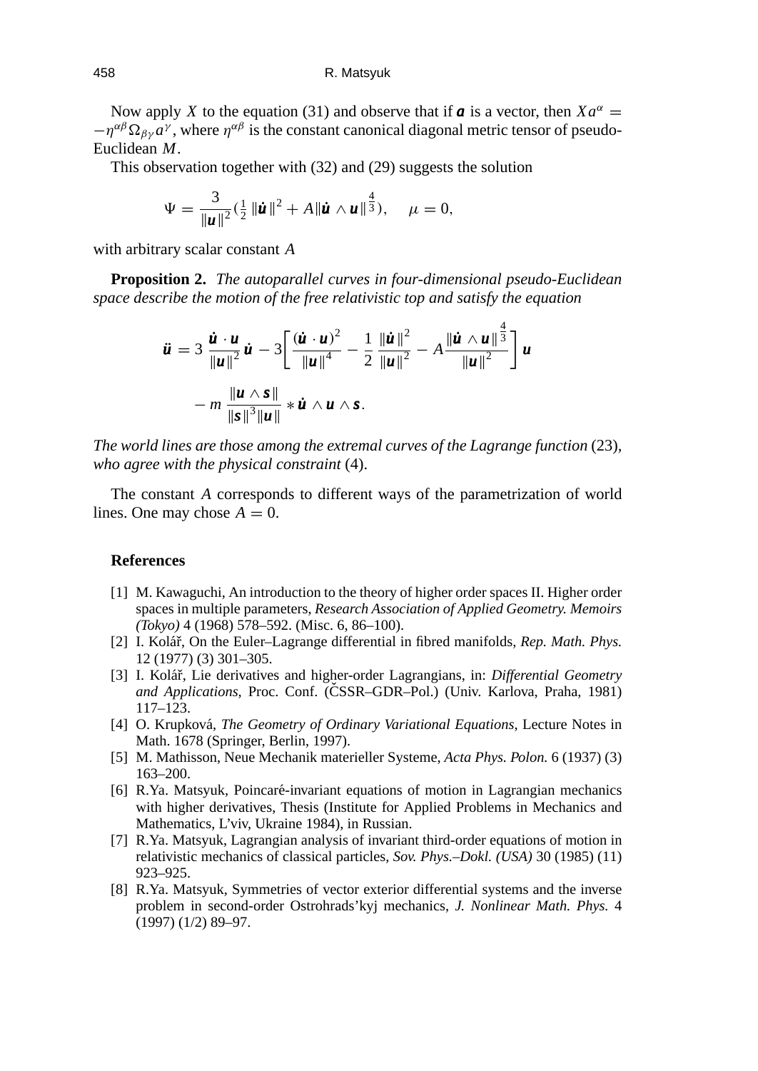Now apply $X$ to the equation (31) and observe that if $\boldsymbol{a}$ is a vector, then $X a^{\alpha} = -\eta^{\alpha\beta}\Omega_{\beta\gamma} a^{\gamma}$, where $\eta^{\alpha\beta}$ is the constant canonical diagonal metric tensor of pseudo-Euclidean $M$.

This observation together with (32) and (29) suggests the solution

$$\Psi = \frac{3}{\|\boldsymbol{u}\|^2}\left(\tfrac{1}{2}\,\|\dot{\boldsymbol{u}}\|^2 + A\|\dot{\boldsymbol{u}} \wedge \boldsymbol{u}\|^{\frac{4}{3}}\right), \quad \mu = 0,$$

with arbitrary scalar constant $A$

**Proposition 2.** *The autoparallel curves in four-dimensional pseudo-Euclidean space describe the motion of the free relativistic top and satisfy the equation*

$$\ddot{\boldsymbol{u}} = 3\,\frac{\dot{\boldsymbol{u}}\cdot\boldsymbol{u}}{\|\boldsymbol{u}\|^2}\,\dot{\boldsymbol{u}} - 3\left[\frac{(\dot{\boldsymbol{u}}\cdot\boldsymbol{u})^2}{\|\boldsymbol{u}\|^4} - \frac{1}{2}\,\frac{\|\dot{\boldsymbol{u}}\|^2}{\|\boldsymbol{u}\|^2} - A\frac{\|\dot{\boldsymbol{u}}\wedge\boldsymbol{u}\|^{\frac{4}{3}}}{\|\boldsymbol{u}\|^2}\right]\boldsymbol{u}$$

$$- m\,\frac{\|\boldsymbol{u}\wedge\boldsymbol{s}\|}{\|\boldsymbol{s}\|^3\|\boldsymbol{u}\|} * \dot{\boldsymbol{u}}\wedge\boldsymbol{u}\wedge\boldsymbol{s}.$$

*The world lines are those among the extremal curves of the Lagrange function* (23)*, who agree with the physical constraint* (4).

The constant $A$ corresponds to different ways of the parametrization of world lines. One may chose $A = 0$.

## References

[1] M. Kawaguchi, An introduction to the theory of higher order spaces II. Higher order spaces in multiple parameters, *Research Association of Applied Geometry. Memoirs (Tokyo)* 4 (1968) 578–592. (Misc. 6, 86–100).

[2] I. Kolář, On the Euler–Lagrange differential in fibred manifolds, *Rep. Math. Phys.* 12 (1977) (3) 301–305.

[3] I. Kolář, Lie derivatives and higher-order Lagrangians, in: *Differential Geometry and Applications*, Proc. Conf. (ČSSR–GDR–Pol.) (Univ. Karlova, Praha, 1981) 117–123.

[4] O. Krupková, *The Geometry of Ordinary Variational Equations*, Lecture Notes in Math. 1678 (Springer, Berlin, 1997).

[5] M. Mathisson, Neue Mechanik materieller Systeme, *Acta Phys. Polon.* 6 (1937) (3) 163–200.

[6] R.Ya. Matsyuk, Poincaré-invariant equations of motion in Lagrangian mechanics with higher derivatives, Thesis (Institute for Applied Problems in Mechanics and Mathematics, L'viv, Ukraine 1984), in Russian.

[7] R.Ya. Matsyuk, Lagrangian analysis of invariant third-order equations of motion in relativistic mechanics of classical particles, *Sov. Phys.–Dokl. (USA)* 30 (1985) (11) 923–925.

[8] R.Ya. Matsyuk, Symmetries of vector exterior differential systems and the inverse problem in second-order Ostrohrads'kyj mechanics, *J. Nonlinear Math. Phys.* 4 (1997) (1/2) 89–97.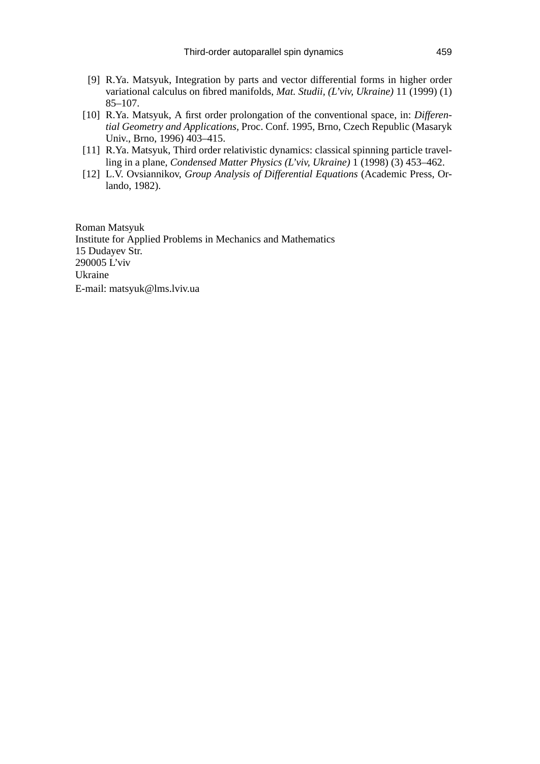[9] R.Ya. Matsyuk, Integration by parts and vector differential forms in higher order variational calculus on fibred manifolds, *Mat. Studii, (L'viv, Ukraine)* 11 (1999) (1) 85–107.

[10] R.Ya. Matsyuk, A first order prolongation of the conventional space, in: *Differential Geometry and Applications,* Proc. Conf. 1995, Brno, Czech Republic (Masaryk Univ., Brno, 1996) 403–415.

[11] R.Ya. Matsyuk, Third order relativistic dynamics: classical spinning particle travelling in a plane, *Condensed Matter Physics (L'viv, Ukraine)* 1 (1998) (3) 453–462.

[12] L.V. Ovsiannikov, *Group Analysis of Differential Equations* (Academic Press, Orlando, 1982).

Roman Matsyuk
Institute for Applied Problems in Mechanics and Mathematics
15 Dudayev Str.
290005 L'viv
Ukraine
E-mail: matsyuk@lms.lviv.ua